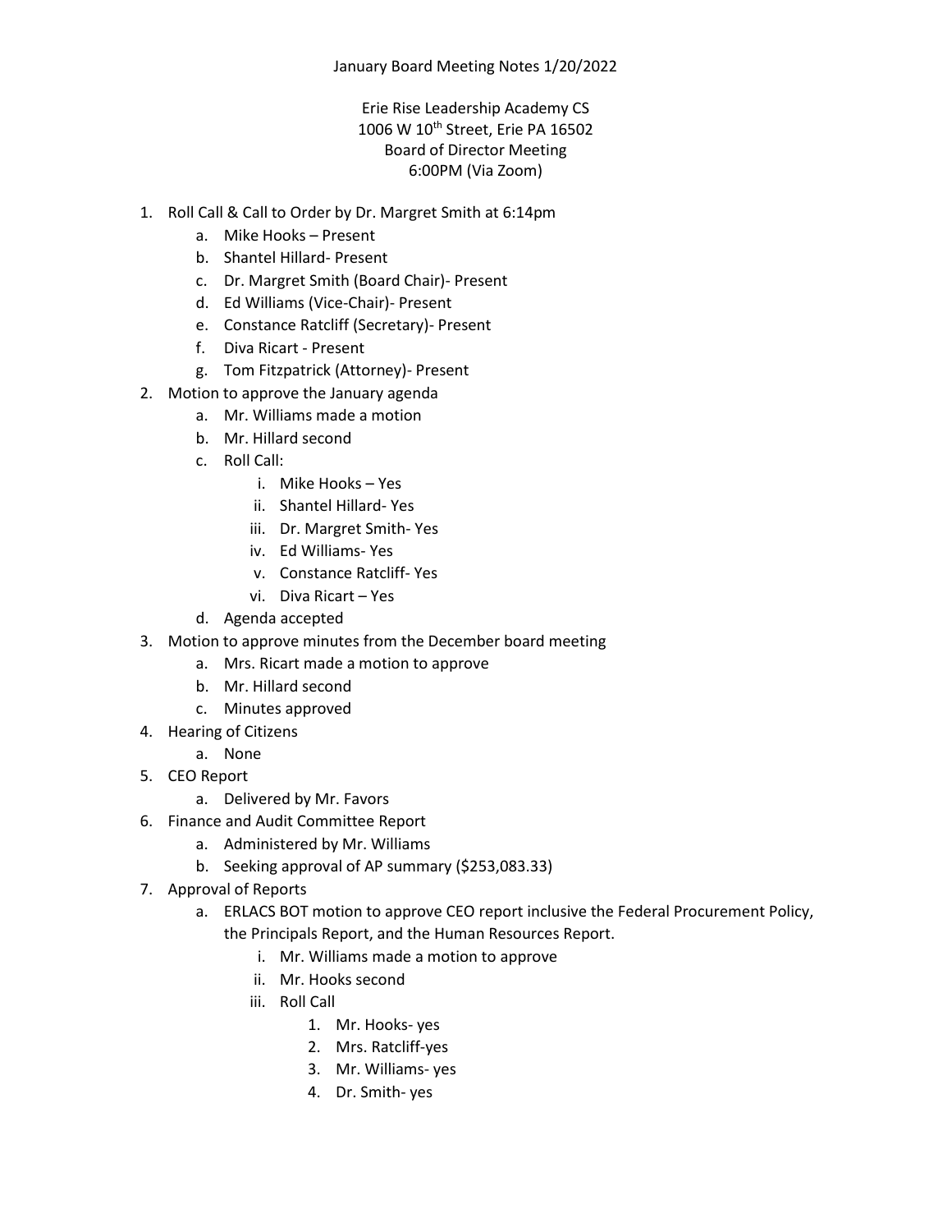January Board Meeting Notes 1/20/2022

Erie Rise Leadership Academy CS
1006 W 10th Street, Erie PA 16502
Board of Director Meeting
6:00PM (Via Zoom)

1. Roll Call & Call to Order by Dr. Margret Smith at 6:14pm
    a. Mike Hooks – Present
    b. Shantel Hillard- Present
    c. Dr. Margret Smith (Board Chair)- Present
    d. Ed Williams (Vice-Chair)- Present
    e. Constance Ratcliff (Secretary)- Present
    f. Diva Ricart - Present
    g. Tom Fitzpatrick (Attorney)- Present
2. Motion to approve the January agenda
    a. Mr. Williams made a motion
    b. Mr. Hillard second
    c. Roll Call:
        i. Mike Hooks – Yes
        ii. Shantel Hillard- Yes
        iii. Dr. Margret Smith- Yes
        iv. Ed Williams- Yes
        v. Constance Ratcliff- Yes
        vi. Diva Ricart – Yes
    d. Agenda accepted
3. Motion to approve minutes from the December board meeting
    a. Mrs. Ricart made a motion to approve
    b. Mr. Hillard second
    c. Minutes approved
4. Hearing of Citizens
    a. None
5. CEO Report
    a. Delivered by Mr. Favors
6. Finance and Audit Committee Report
    a. Administered by Mr. Williams
    b. Seeking approval of AP summary ($253,083.33)
7. Approval of Reports
    a. ERLACS BOT motion to approve CEO report inclusive the Federal Procurement Policy, the Principals Report, and the Human Resources Report.
        i. Mr. Williams made a motion to approve
        ii. Mr. Hooks second
        iii. Roll Call
            1. Mr. Hooks- yes
            2. Mrs. Ratcliff-yes
            3. Mr. Williams- yes
            4. Dr. Smith- yes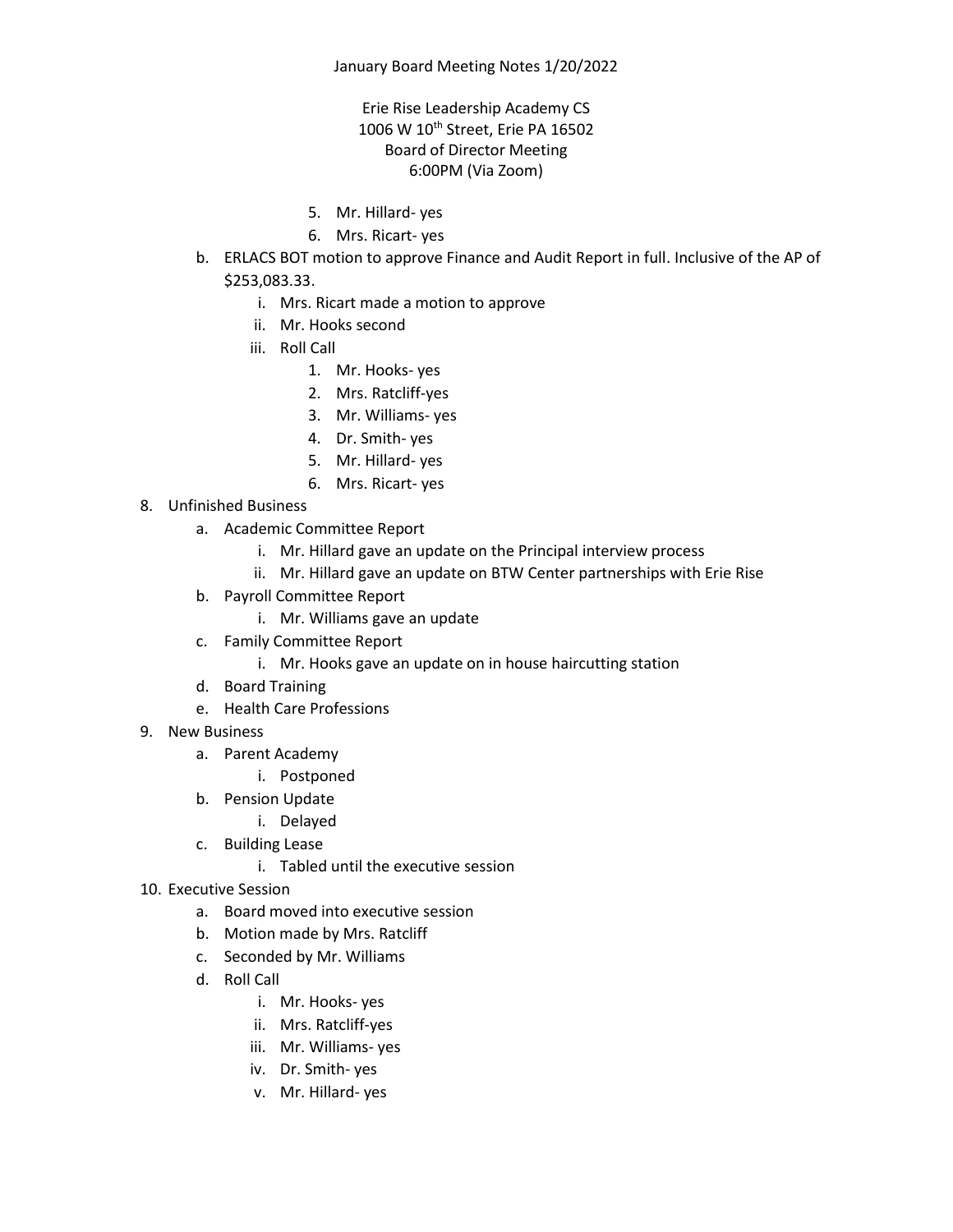5. Mr. Hillard- yes
6. Mrs. Ricart- yes

b. ERLACS BOT motion to approve Finance and Audit Report in full. Inclusive of the AP of $253,083.33.
   - i. Mrs. Ricart made a motion to approve
   - ii. Mr. Hooks second
   - iii. Roll Call
     1. Mr. Hooks- yes
     2. Mrs. Ratcliff-yes
     3. Mr. Williams- yes
     4. Dr. Smith- yes
     5. Mr. Hillard- yes
     6. Mrs. Ricart- yes

8. Unfinished Business
   - a. Academic Committee Report
     - i. Mr. Hillard gave an update on the Principal interview process
     - ii. Mr. Hillard gave an update on BTW Center partnerships with Erie Rise
   - b. Payroll Committee Report
     - i. Mr. Williams gave an update
   - c. Family Committee Report
     - i. Mr. Hooks gave an update on in house haircutting station
   - d. Board Training
   - e. Health Care Professions
9. New Business
   - a. Parent Academy
     - i. Postponed
   - b. Pension Update
     - i. Delayed
   - c. Building Lease
     - i. Tabled until the executive session
10. Executive Session
    - a. Board moved into executive session
    - b. Motion made by Mrs. Ratcliff
    - c. Seconded by Mr. Williams
    - d. Roll Call
      - i. Mr. Hooks- yes
      - ii. Mrs. Ratcliff-yes
      - iii. Mr. Williams- yes
      - iv. Dr. Smith- yes
      - v. Mr. Hillard- yes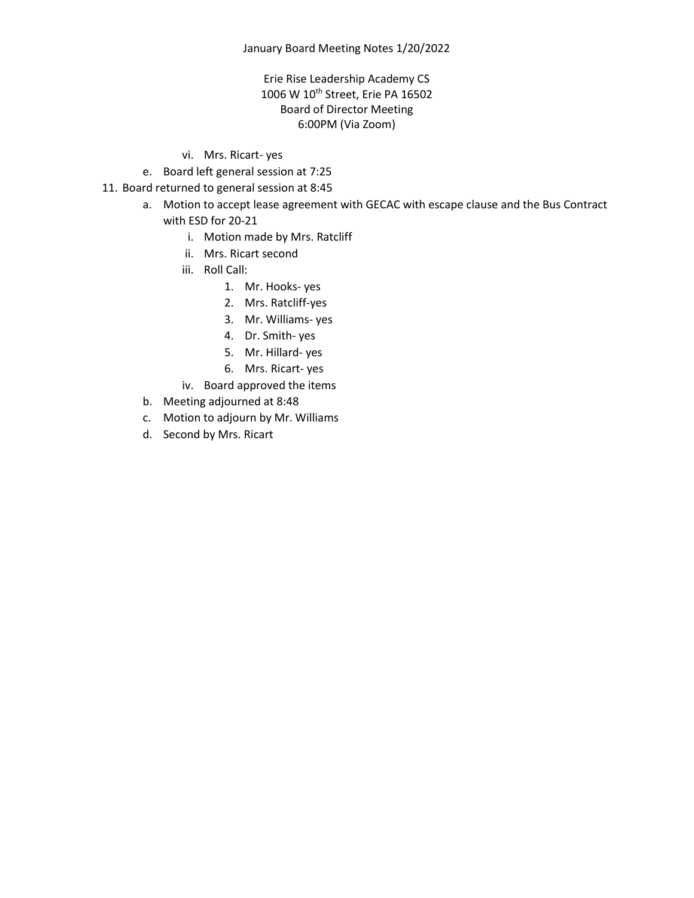January Board Meeting Notes 1/20/2022

Erie Rise Leadership Academy CS
1006 W 10th Street, Erie PA 16502
Board of Director Meeting
6:00PM (Via Zoom)

- vi. Mrs. Ricart- yes
- e. Board left general session at 7:25

11. Board returned to general session at 8:45
    - a. Motion to accept lease agreement with GECAC with escape clause and the Bus Contract with ESD for 20-21
        - i. Motion made by Mrs. Ratcliff
        - ii. Mrs. Ricart second
        - iii. Roll Call:
            1. Mr. Hooks- yes
            2. Mrs. Ratcliff-yes
            3. Mr. Williams- yes
            4. Dr. Smith- yes
            5. Mr. Hillard- yes
            6. Mrs. Ricart- yes
        - iv. Board approved the items
    - b. Meeting adjourned at 8:48
    - c. Motion to adjourn by Mr. Williams
    - d. Second by Mrs. Ricart